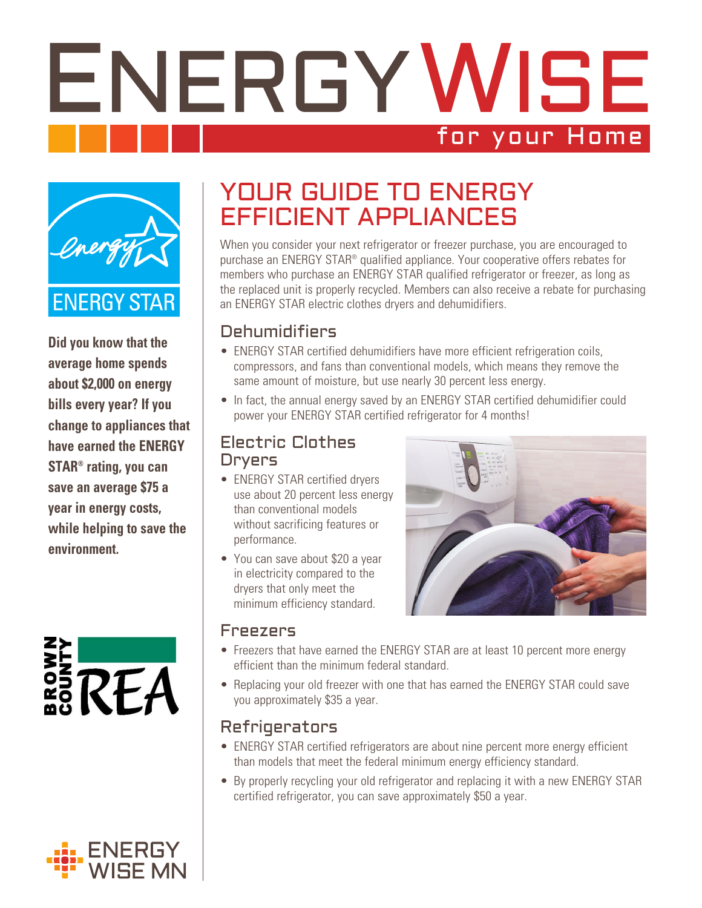# ENERGY WISE

for your Home

ENERGY STAR

**Did you know that the average home spends about $2,000 on energy bills every year? If you change to appliances that have earned the ENERGY STAR® rating, you can save an average $75 a year in energy costs, while helping to save the environment.**

BROWN COUNTY REA

ENERGY WISE MN

## YOUR GUIDE TO ENERGY EFFICIENT APPLIANCES

When you consider your next refrigerator or freezer purchase, you are encouraged to purchase an ENERGY STAR® qualified appliance. Your cooperative offers rebates for members who purchase an ENERGY STAR qualified refrigerator or freezer, as long as the replaced unit is properly recycled. Members can also receive a rebate for purchasing an ENERGY STAR electric clothes dryers and dehumidifiers.

### Dehumidifiers

- ENERGY STAR certified dehumidifiers have more efficient refrigeration coils, compressors, and fans than conventional models, which means they remove the same amount of moisture, but use nearly 30 percent less energy.
- In fact, the annual energy saved by an ENERGY STAR certified dehumidifier could power your ENERGY STAR certified refrigerator for 4 months!

### Electric Clothes Dryers

- ENERGY STAR certified dryers use about 20 percent less energy than conventional models without sacrificing features or performance.
- You can save about $20 a year in electricity compared to the dryers that only meet the minimum efficiency standard.

### Freezers

- Freezers that have earned the ENERGY STAR are at least 10 percent more energy efficient than the minimum federal standard.
- Replacing your old freezer with one that has earned the ENERGY STAR could save you approximately $35 a year.

### Refrigerators

- ENERGY STAR certified refrigerators are about nine percent more energy efficient than models that meet the federal minimum energy efficiency standard.
- By properly recycling your old refrigerator and replacing it with a new ENERGY STAR certified refrigerator, you can save approximately $50 a year.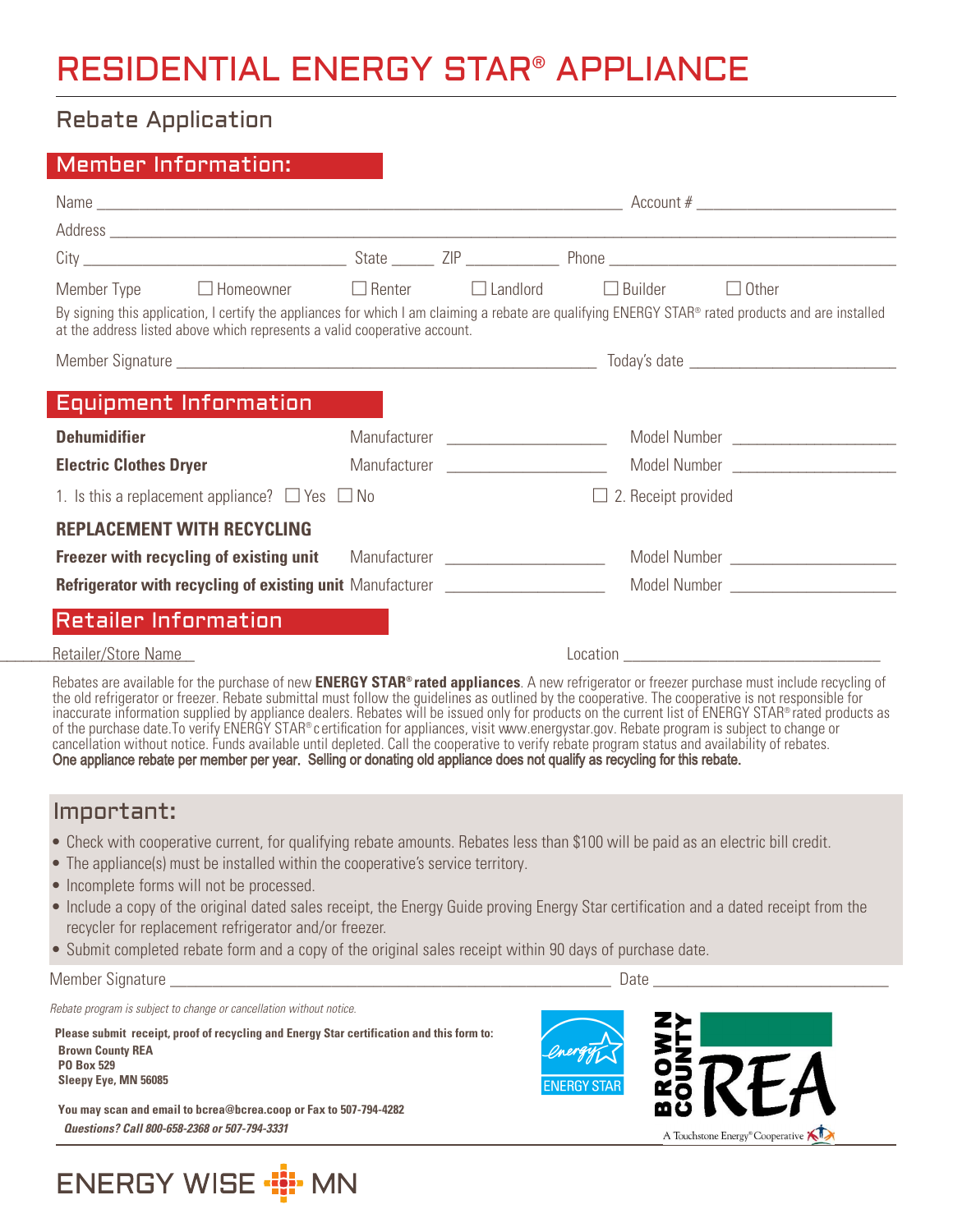# RESIDENTIAL ENERGY STAR® APPLIANCE

## Rebate Application

## Member Information:

Name ________________________________________ Account # ____________________

Address ____________________________________________________________________

City ________________________ State ______ ZIP ___________ Phone ____________________

Member Type ☐ Homeowner ☐ Renter ☐ Landlord ☐ Builder ☐ Other

By signing this application, I certify the appliances for which I am claiming a rebate are qualifying ENERGY STAR® rated products and are installed at the address listed above which represents a valid cooperative account.

Member Signature ________________________________________ Today's date ____________________

## Equipment Information

**Dehumidifier** Manufacturer ____________________ Model Number ____________________

**Electric Clothes Dryer** Manufacturer ____________________ Model Number ____________________

1. Is this a replacement appliance? ☐ Yes ☐ No ☐ 2. Receipt provided

**REPLACEMENT WITH RECYCLING**

**Freezer with recycling of existing unit** Manufacturer ____________________ Model Number ____________________

**Refrigerator with recycling of existing unit** Manufacturer ____________________ Model Number ____________________

## Retailer Information

Retailer/Store Name ____________________ Location ________________________________

Rebates are available for the purchase of new **ENERGY STAR® rated appliances**. A new refrigerator or freezer purchase must include recycling of the old refrigerator or freezer. Rebate submittal must follow the guidelines as outlined by the cooperative. The cooperative is not responsible for inaccurate information supplied by appliance dealers. Rebates will be issued only for products on the current list of ENERGY STAR® rated products as of the purchase date.To verify ENERGY STAR® certification for appliances, visit www.energystar.gov. Rebate program is subject to change or cancellation without notice. Funds available until depleted. Call the cooperative to verify rebate program status and availability of rebates.
One appliance rebate per member per year. Selling or donating old appliance does not qualify as recycling for this rebate.

## Important:

- Check with cooperative current, for qualifying rebate amounts. Rebates less than $100 will be paid as an electric bill credit.
- The appliance(s) must be installed within the cooperative's service territory.
- Incomplete forms will not be processed.
- Include a copy of the original dated sales receipt, the Energy Guide proving Energy Star certification and a dated receipt from the recycler for replacement refrigerator and/or freezer.
- Submit completed rebate form and a copy of the original sales receipt within 90 days of purchase date.

Member Signature ________________________________________ Date ____________________

*Rebate program is subject to change or cancellation without notice.*

**Please submit receipt, proof of recycling and Energy Star certification and this form to:**
**Brown County REA**
**PO Box 529**
**Sleepy Eye, MN 56085**

**You may scan and email to bcrea@bcrea.coop or Fax to 507-794-4282**
***Questions? Call 800-658-2368 or 507-794-3331***

ENERGY STAR

BROWN COUNTY REA
A Touchstone Energy® Cooperative

ENERGY WISE MN